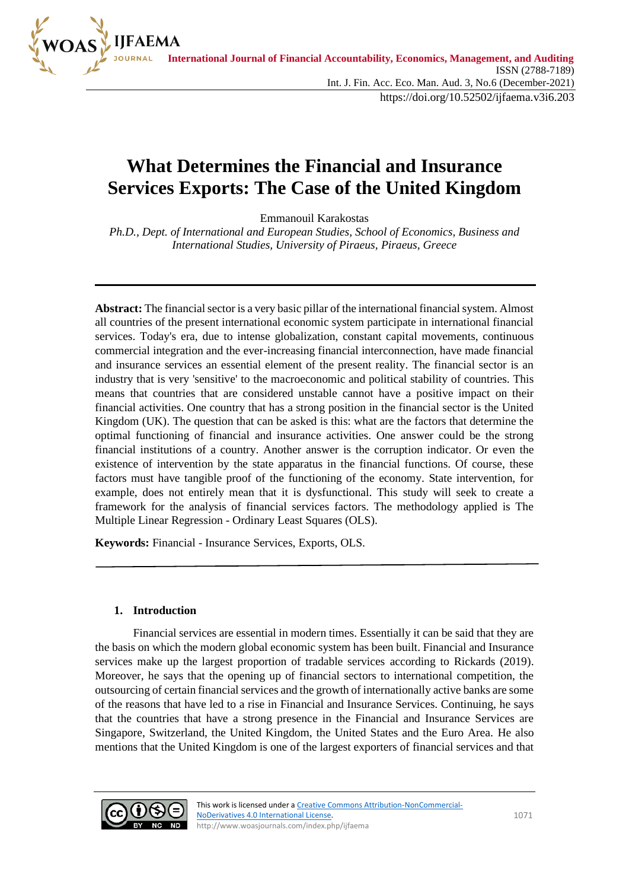# What Determines the Financial and Insurance Services Exports: The Case of the United Kingdom

Emmanouil Karakostas

*Ph.D., Dept. of International and European Studies, School of Economics, Business and International Studies, University of Piraeus, Piraeus, Greece*

---

**Abstract:** The financial sector is a very basic pillar of the international financial system. Almost all countries of the present international economic system participate in international financial services. Today's era, due to intense globalization, constant capital movements, continuous commercial integration and the ever-increasing financial interconnection, have made financial and insurance services an essential element of the present reality. The financial sector is an industry that is very 'sensitive' to the macroeconomic and political stability of countries. This means that countries that are considered unstable cannot have a positive impact on their financial activities. One country that has a strong position in the financial sector is the United Kingdom (UK). The question that can be asked is this: what are the factors that determine the optimal functioning of financial and insurance activities. One answer could be the strong financial institutions of a country. Another answer is the corruption indicator. Or even the existence of intervention by the state apparatus in the financial functions. Of course, these factors must have tangible proof of the functioning of the economy. State intervention, for example, does not entirely mean that it is dysfunctional. This study will seek to create a framework for the analysis of financial services factors. The methodology applied is The Multiple Linear Regression - Ordinary Least Squares (OLS).

**Keywords:** Financial - Insurance Services, Exports, OLS.

---

## 1. Introduction

Financial services are essential in modern times. Essentially it can be said that they are the basis on which the modern global economic system has been built. Financial and Insurance services make up the largest proportion of tradable services according to Rickards (2019). Moreover, he says that the opening up of financial sectors to international competition, the outsourcing of certain financial services and the growth of internationally active banks are some of the reasons that have led to a rise in Financial and Insurance Services. Continuing, he says that the countries that have a strong presence in the Financial and Insurance Services are Singapore, Switzerland, the United Kingdom, the United States and the Euro Area. He also mentions that the United Kingdom is one of the largest exporters of financial services and that

This work is licensed under a Creative Commons Attribution-NonCommercial-NoDerivatives 4.0 International License.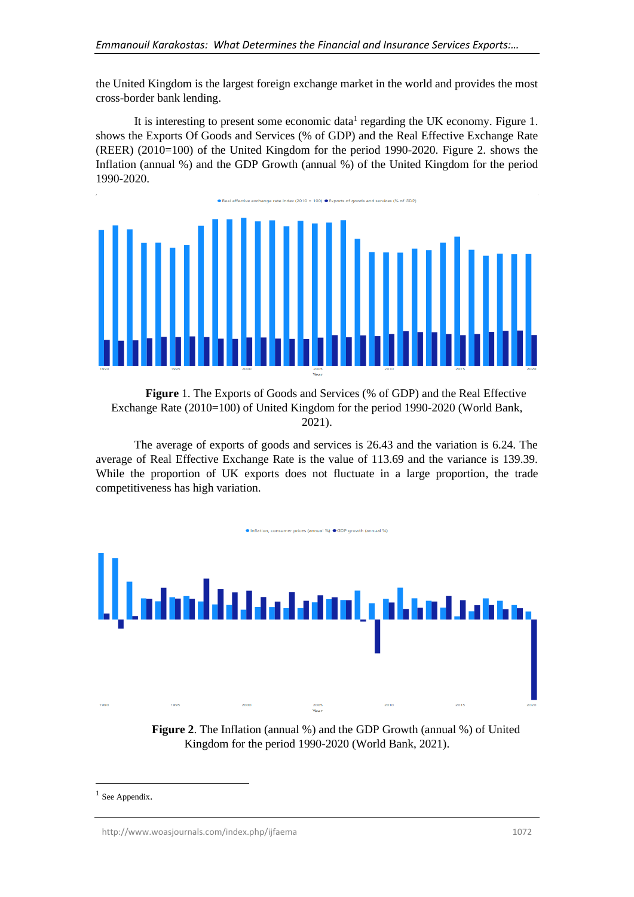the United Kingdom is the largest foreign exchange market in the world and provides the most cross-border bank lending.

It is interesting to present some economic data[1] regarding the UK economy. Figure 1. shows the Exports Of Goods and Services (% of GDP) and the Real Effective Exchange Rate (REER) (2010=100) of the United Kingdom for the period 1990-2020. Figure 2. shows the Inflation (annual %) and the GDP Growth (annual %) of the United Kingdom for the period 1990-2020.

**Figure** 1. The Exports of Goods and Services (% of GDP) and the Real Effective Exchange Rate (2010=100) of United Kingdom for the period 1990-2020 (World Bank, 2021).

The average of exports of goods and services is 26.43 and the variation is 6.24. The average of Real Effective Exchange Rate is the value of 113.69 and the variance is 139.39. While the proportion of UK exports does not fluctuate in a large proportion, the trade competitiveness has high variation.

**Figure 2**. The Inflation (annual %) and the GDP Growth (annual %) of United Kingdom for the period 1990-2020 (World Bank, 2021).

[1] See Appendix.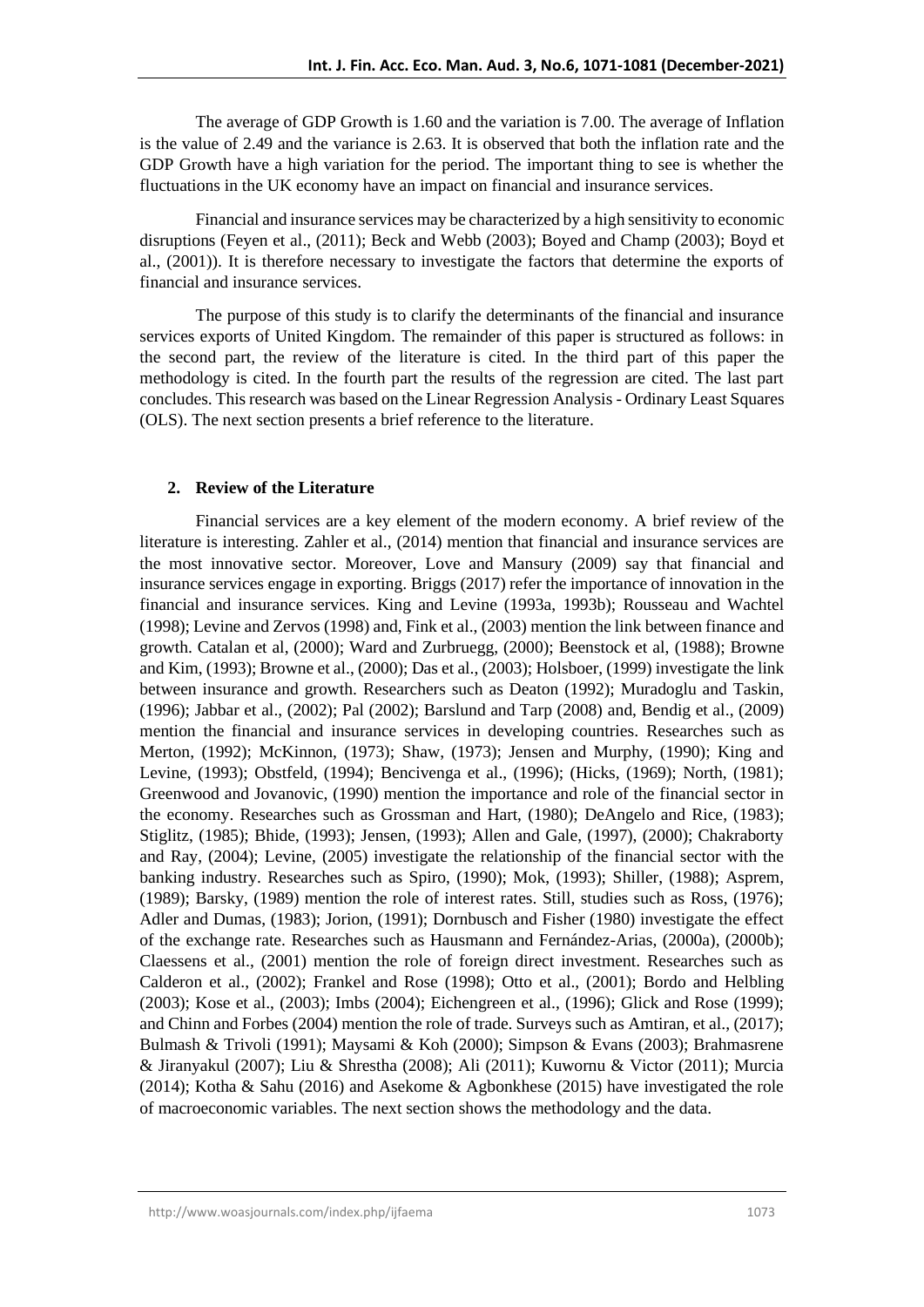The average of GDP Growth is 1.60 and the variation is 7.00. The average of Inflation is the value of 2.49 and the variance is 2.63. It is observed that both the inflation rate and the GDP Growth have a high variation for the period. The important thing to see is whether the fluctuations in the UK economy have an impact on financial and insurance services.

Financial and insurance services may be characterized by a high sensitivity to economic disruptions (Feyen et al., (2011); Beck and Webb (2003); Boyed and Champ (2003); Boyd et al., (2001)). It is therefore necessary to investigate the factors that determine the exports of financial and insurance services.

The purpose of this study is to clarify the determinants of the financial and insurance services exports of United Kingdom. The remainder of this paper is structured as follows: in the second part, the review of the literature is cited. In the third part of this paper the methodology is cited. In the fourth part the results of the regression are cited. The last part concludes. This research was based on the Linear Regression Analysis - Ordinary Least Squares (OLS). The next section presents a brief reference to the literature.

## 2. Review of the Literature

Financial services are a key element of the modern economy. A brief review of the literature is interesting. Zahler et al., (2014) mention that financial and insurance services are the most innovative sector. Moreover, Love and Mansury (2009) say that financial and insurance services engage in exporting. Briggs (2017) refer the importance of innovation in the financial and insurance services. King and Levine (1993a, 1993b); Rousseau and Wachtel (1998); Levine and Zervos (1998) and, Fink et al., (2003) mention the link between finance and growth. Catalan et al, (2000); Ward and Zurbruegg, (2000); Beenstock et al, (1988); Browne and Kim, (1993); Browne et al., (2000); Das et al., (2003); Holsboer, (1999) investigate the link between insurance and growth. Researchers such as Deaton (1992); Muradoglu and Taskin, (1996); Jabbar et al., (2002); Pal (2002); Barslund and Tarp (2008) and, Bendig et al., (2009) mention the financial and insurance services in developing countries. Researches such as Merton, (1992); McKinnon, (1973); Shaw, (1973); Jensen and Murphy, (1990); King and Levine, (1993); Obstfeld, (1994); Bencivenga et al., (1996); (Hicks, (1969); North, (1981); Greenwood and Jovanovic, (1990) mention the importance and role of the financial sector in the economy. Researches such as Grossman and Hart, (1980); DeAngelo and Rice, (1983); Stiglitz, (1985); Bhide, (1993); Jensen, (1993); Allen and Gale, (1997), (2000); Chakraborty and Ray, (2004); Levine, (2005) investigate the relationship of the financial sector with the banking industry. Researches such as Spiro, (1990); Mok, (1993); Shiller, (1988); Asprem, (1989); Barsky, (1989) mention the role of interest rates. Still, studies such as Ross, (1976); Adler and Dumas, (1983); Jorion, (1991); Dornbusch and Fisher (1980) investigate the effect of the exchange rate. Researches such as Hausmann and Fernández-Arias, (2000a), (2000b); Claessens et al., (2001) mention the role of foreign direct investment. Researches such as Calderon et al., (2002); Frankel and Rose (1998); Otto et al., (2001); Bordo and Helbling (2003); Kose et al., (2003); Imbs (2004); Eichengreen et al., (1996); Glick and Rose (1999); and Chinn and Forbes (2004) mention the role of trade. Surveys such as Amtiran, et al., (2017); Bulmash & Trivoli (1991); Maysami & Koh (2000); Simpson & Evans (2003); Brahmasrene & Jiranyakul (2007); Liu & Shrestha (2008); Ali (2011); Kuwornu & Victor (2011); Murcia (2014); Kotha & Sahu (2016) and Asekome & Agbonkhese (2015) have investigated the role of macroeconomic variables. The next section shows the methodology and the data.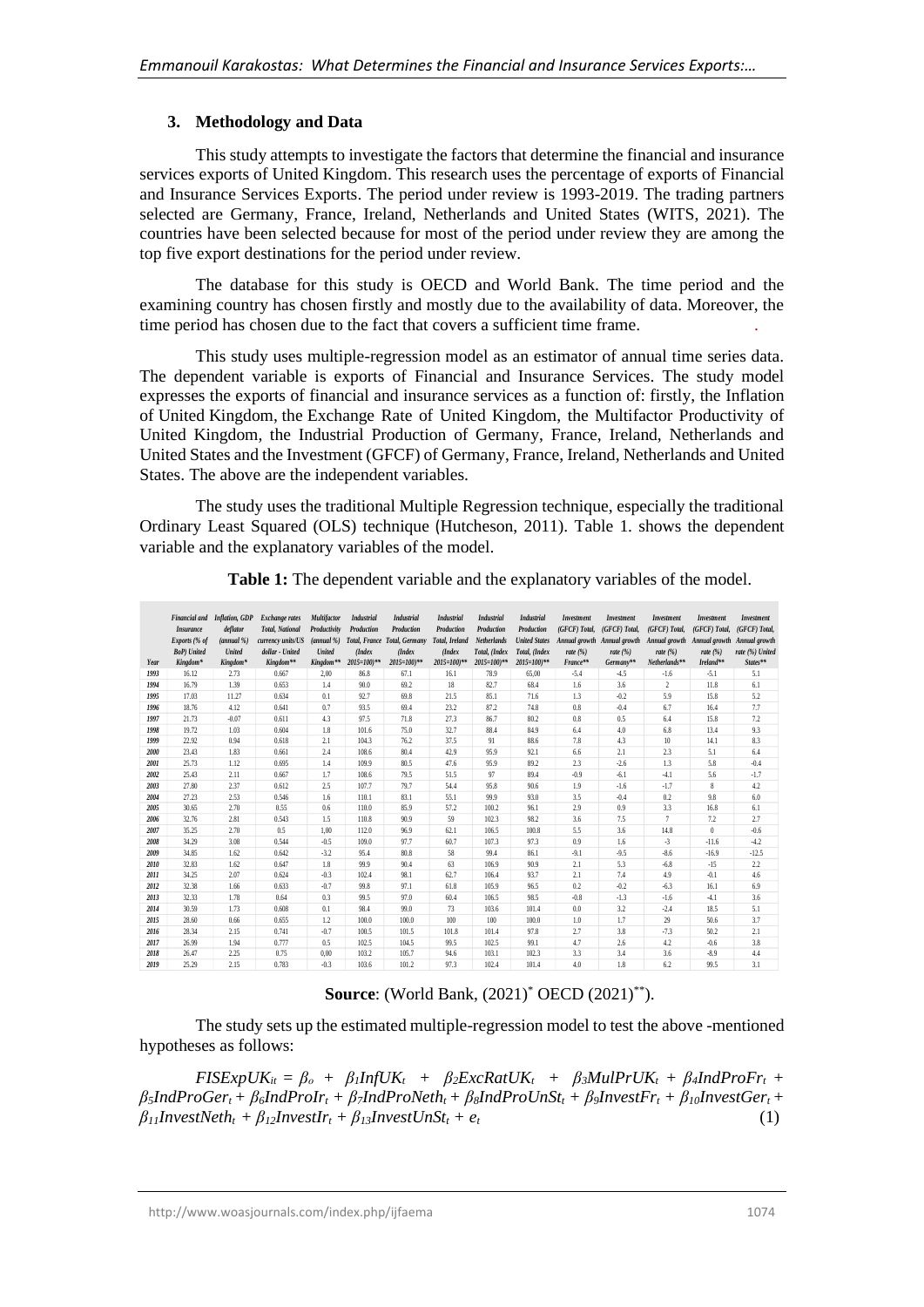## 3. Methodology and Data

This study attempts to investigate the factors that determine the financial and insurance services exports of United Kingdom. This research uses the percentage of exports of Financial and Insurance Services Exports. The period under review is 1993-2019. The trading partners selected are Germany, France, Ireland, Netherlands and United States (WITS, 2021). The countries have been selected because for most of the period under review they are among the top five export destinations for the period under review.

The database for this study is OECD and World Bank. The time period and the examining country has chosen firstly and mostly due to the availability of data. Moreover, the time period has chosen due to the fact that covers a sufficient time frame.

This study uses multiple-regression model as an estimator of annual time series data. The dependent variable is exports of Financial and Insurance Services. The study model expresses the exports of financial and insurance services as a function of: firstly, the Inflation of United Kingdom, the Exchange Rate of United Kingdom, the Multifactor Productivity of United Kingdom, the Industrial Production of Germany, France, Ireland, Netherlands and United States and the Investment (GFCF) of Germany, France, Ireland, Netherlands and United States. The above are the independent variables.

The study uses the traditional Multiple Regression technique, especially the traditional Ordinary Least Squared (OLS) technique (Hutcheson, 2011). Table 1. shows the dependent variable and the explanatory variables of the model.

**Table 1:** The dependent variable and the explanatory variables of the model.

| Year | Financial and Insurance Exports (% of BoP) United Kingdom* | Inflation, GDP deflator (annual %) United Kingdom* | Exchange rates Total, National currency units/US dollar - United Kingdom** | Multifactor Productivity (annual %) United Kingdom** | Industrial Production Total, France (Index 2015=100)** | Industrial Production Total, Germany (Index 2015=100)** | Industrial Production Total, Ireland (Index 2015=100)** | Industrial Production Netherlands Total, (Index 2015=100)** | Industrial Production United States Total, (Index 2015=100)** | Investment (GFCF) Total, Annual growth rate (%) France** | Investment (GFCF) Total, Annual growth rate (%) Germany** | Investment (GFCF) Total, Annual growth rate (%) Netherlands** | Investment (GFCF) Total, Annual growth rate (%) Ireland** | Investment (GFCF) Total, Annual growth rate (%) United States** |
|---|---|---|---|---|---|---|---|---|---|---|---|---|---|---|
| 1993 | 16.12 | 2.73 | 0.667 | 2,00 | 86.8 | 67.1 | 16.1 | 78.9 | 65,00 | -5.4 | -4.5 | -1.6 | -5.1 | 5.1 |
| 1994 | 16.79 | 1.39 | 0.653 | 1.4 | 90.0 | 69.2 | 18 | 82.7 | 68.4 | 1.6 | 3.6 | 2 | 11.8 | 6.1 |
| 1995 | 17.03 | 11.27 | 0.634 | 0.1 | 92.7 | 69.8 | 21.5 | 85.1 | 71.6 | 1.3 | -0.2 | 5.9 | 15.8 | 5.2 |
| 1996 | 18.76 | 4.12 | 0.641 | 0.7 | 93.5 | 69.4 | 23.2 | 87.2 | 74.8 | 0.8 | -0.4 | 6.7 | 16.4 | 7.7 |
| 1997 | 21.73 | -0.07 | 0.611 | 4.3 | 97.5 | 71.8 | 27.3 | 86.7 | 80.2 | 0.8 | 0.5 | 6.4 | 15.8 | 7.2 |
| 1998 | 19.72 | 1.03 | 0.604 | 1.8 | 101.6 | 75.0 | 32.7 | 88.4 | 84.9 | 6.4 | 4.0 | 6.8 | 13.4 | 9.3 |
| 1999 | 22.92 | 0.94 | 0.618 | 2.1 | 104.3 | 76.2 | 37.5 | 91 | 88.6 | 7.8 | 4.3 | 10 | 14.1 | 8.3 |
| 2000 | 23.43 | 1.83 | 0.661 | 2.4 | 108.6 | 80.4 | 42.9 | 95.9 | 92.1 | 6.6 | 2.1 | 2.3 | 5.1 | 6.4 |
| 2001 | 25.73 | 1.12 | 0.695 | 1.4 | 109.9 | 80.5 | 47.6 | 95.9 | 89.2 | 2.3 | -2.6 | 1.3 | 5.8 | -0.4 |
| 2002 | 25.43 | 2.11 | 0.667 | 1.7 | 108.6 | 79.5 | 51.5 | 97 | 89.4 | -0.9 | -6.1 | -4.1 | 5.6 | -1.7 |
| 2003 | 27.80 | 2.37 | 0.612 | 2.5 | 107.7 | 79.7 | 54.4 | 95.8 | 90.6 | 1.9 | -1.6 | -1.7 | 8 | 4.2 |
| 2004 | 27.23 | 2.53 | 0.546 | 1.6 | 110.1 | 83.1 | 55.1 | 99.9 | 93.0 | 3.5 | -0.4 | 0.2 | 9.8 | 6.0 |
| 2005 | 30.65 | 2.70 | 0.55 | 0.6 | 110.0 | 85.9 | 57.2 | 100.2 | 96.1 | 2.9 | 0.9 | 3.3 | 16.8 | 6.1 |
| 2006 | 32.76 | 2.81 | 0.543 | 1.5 | 110.8 | 90.9 | 59 | 102.3 | 98.2 | 3.6 | 7.5 | 7 | 7.2 | 2.7 |
| 2007 | 35.25 | 2.70 | 0.5 | 1,00 | 112.0 | 96.9 | 62.1 | 106.5 | 100.8 | 5.5 | 3.6 | 14.8 | 0 | -0.6 |
| 2008 | 34.29 | 3.08 | 0.544 | -0.5 | 109.0 | 97.7 | 60.7 | 107.3 | 97.3 | 0.9 | 1.6 | -3 | -11.6 | -4.2 |
| 2009 | 34.85 | 1.62 | 0.642 | -3.2 | 95.4 | 80.8 | 58 | 99.4 | 86.1 | -9.1 | -9.5 | -8.6 | -16.9 | -12.5 |
| 2010 | 32.83 | 1.62 | 0.647 | 1.8 | 99.9 | 90.4 | 63 | 106.9 | 90.9 | 2.1 | 5.3 | -6.8 | -15 | 2.2 |
| 2011 | 34.25 | 2.07 | 0.624 | -0.3 | 102.4 | 98.1 | 62.7 | 106.4 | 93.7 | 2.1 | 7.4 | 4.9 | -0.1 | 4.6 |
| 2012 | 32.38 | 1.66 | 0.633 | -0.7 | 99.8 | 97.1 | 61.8 | 105.9 | 96.5 | 0.2 | -0.2 | -6.3 | 16.1 | 6.9 |
| 2013 | 32.33 | 1.78 | 0.64 | 0.3 | 99.5 | 97.0 | 60.4 | 106.5 | 98.5 | -0.8 | -1.3 | -1.6 | -4.1 | 3.6 |
| 2014 | 30.59 | 1.73 | 0.608 | 0.1 | 98.4 | 99.0 | 73 | 103.6 | 101.4 | 0.0 | 3.2 | -2.4 | 18.5 | 5.1 |
| 2015 | 28.60 | 0.66 | 0.655 | 1.2 | 100.0 | 100.0 | 100 | 100 | 100.0 | 1.0 | 1.7 | 29 | 50.6 | 3.7 |
| 2016 | 28.34 | 2.15 | 0.741 | -0.7 | 100.5 | 101.5 | 101.8 | 101.4 | 97.8 | 2.7 | 3.8 | -7.3 | 50.2 | 2.1 |
| 2017 | 26.99 | 1.94 | 0.777 | 0.5 | 102.5 | 104.5 | 99.5 | 102.5 | 99.1 | 4.7 | 2.6 | 4.2 | -0.6 | 3.8 |
| 2018 | 26.47 | 2.25 | 0.75 | 0,00 | 103.2 | 105.7 | 94.6 | 103.1 | 102.3 | 3.3 | 3.4 | 3.6 | -8.9 | 4.4 |
| 2019 | 25.29 | 2.15 | 0.783 | -0.3 | 103.6 | 101.2 | 97.3 | 102.4 | 101.4 | 4.0 | 1.8 | 6.2 | 99.5 | 3.1 |

**Source**: (World Bank, (2021)[*] OECD (2021)[**]).

The study sets up the estimated multiple-regression model to test the above -mentioned hypotheses as follows:

$$FISExpUK_{it} = \beta_o + \beta_1 InfUK_t + \beta_2 ExcRatUK_t + \beta_3 MulPrUK_t + \beta_4 IndProFr_t + \beta_5 IndProGer_t + \beta_6 IndProIr_t + \beta_7 IndProNeth_t + \beta_8 IndProUnSt_t + \beta_9 InvestFr_t + \beta_{10} InvestGer_t + \beta_{11} InvestNeth_t + \beta_{12} InvestIr_t + \beta_{13} InvestUnSt_t + e_t \quad (1)$$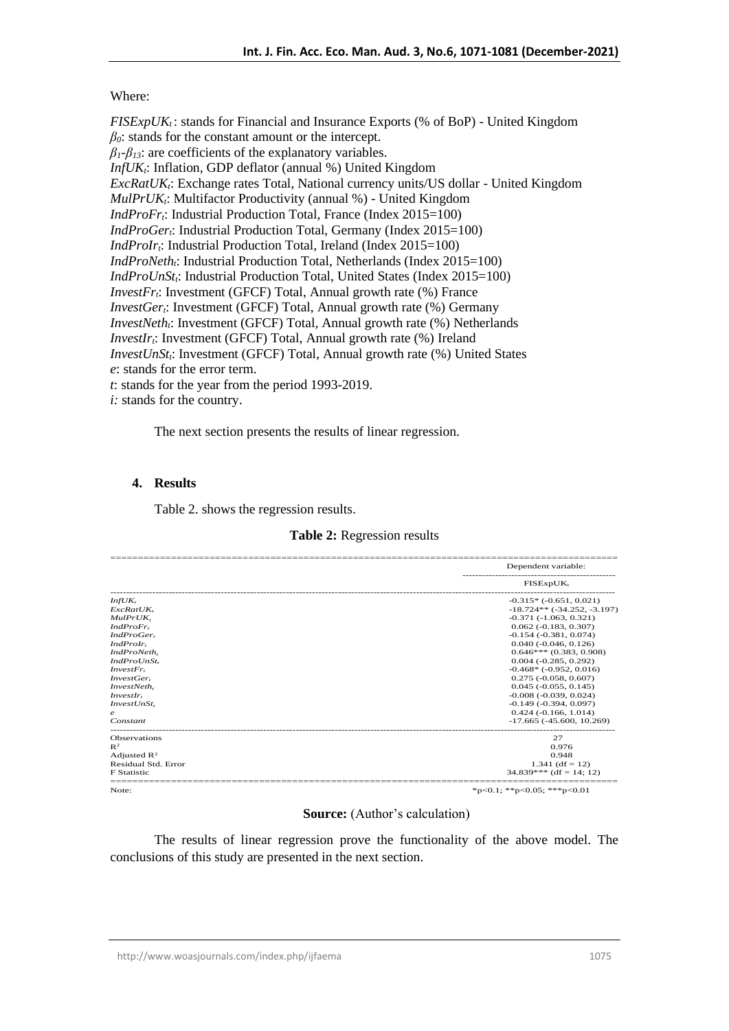Where:

$FISExpUK_t$ : stands for Financial and Insurance Exports (% of BoP) - United Kingdom
$\beta_0$: stands for the constant amount or the intercept.
$\beta_1$-$\beta_{13}$: are coefficients of the explanatory variables.
$InfUK_t$: Inflation, GDP deflator (annual %) United Kingdom
$ExcRatUK_t$: Exchange rates Total, National currency units/US dollar - United Kingdom
$MulPrUK_t$: Multifactor Productivity (annual %) - United Kingdom
$IndProFr_t$: Industrial Production Total, France (Index 2015=100)
$IndProGer_t$: Industrial Production Total, Germany (Index 2015=100)
$IndProIr_t$: Industrial Production Total, Ireland (Index 2015=100)
$IndProNeth_t$: Industrial Production Total, Netherlands (Index 2015=100)
$IndProUnSt_t$: Industrial Production Total, United States (Index 2015=100)
$InvestFr_t$: Investment (GFCF) Total, Annual growth rate (%) France
$InvestGer_t$: Investment (GFCF) Total, Annual growth rate (%) Germany
$InvestNeth_t$: Investment (GFCF) Total, Annual growth rate (%) Netherlands
$InvestIr_t$: Investment (GFCF) Total, Annual growth rate (%) Ireland
$InvestUnSt_t$: Investment (GFCF) Total, Annual growth rate (%) United States
$e$: stands for the error term.
$t$: stands for the year from the period 1993-2019.
$i$: stands for the country.

The next section presents the results of linear regression.

## 4. Results

Table 2. shows the regression results.

**Table 2:** Regression results

| | Dependent variable: |
|---|---|
| | $FISExpUK_t$ |
| $InfUK_t$ | -0.315* (-0.651, 0.021) |
| $ExcRatUK_t$ | -18.724** (-34.252, -3.197) |
| $MulPrUK_t$ | -0.371 (-1.063, 0.321) |
| $IndProFr_t$ | 0.062 (-0.183, 0.307) |
| $IndProGer_t$ | -0.154 (-0.381, 0.074) |
| $IndProIr_t$ | 0.040 (-0.046, 0.126) |
| $IndProNeth_t$ | 0.646*** (0.383, 0.908) |
| $IndProUnSt_t$ | 0.004 (-0.285, 0.292) |
| $InvestFr_t$ | -0.468* (-0.952, 0.016) |
| $InvestGer_t$ | 0.275 (-0.058, 0.607) |
| $InvestNeth_t$ | 0.045 (-0.055, 0.145) |
| $InvestIr_t$ | -0.008 (-0.039, 0.024) |
| $InvestUnSt_t$ | -0.149 (-0.394, 0.097) |
| $e$ | 0.424 (-0.166, 1.014) |
| Constant | -17.665 (-45.600, 10.269) |
| Observations | 27 |
| $R^2$ | 0.976 |
| Adjusted $R^2$ | 0.948 |
| Residual Std. Error | 1.341 (df = 12) |
| F Statistic | 34.839*** (df = 14; 12) |
| Note: | *p<0.1; **p<0.05; ***p<0.01 |

**Source:** (Author's calculation)

The results of linear regression prove the functionality of the above model. The conclusions of this study are presented in the next section.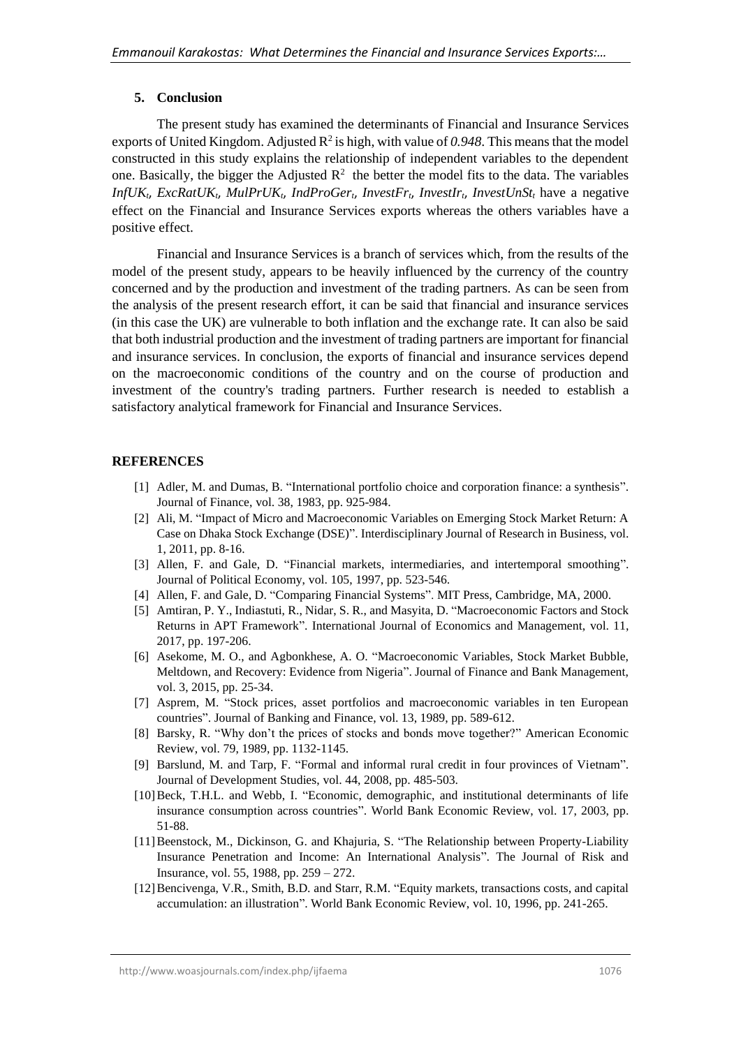## 5. Conclusion

The present study has examined the determinants of Financial and Insurance Services exports of United Kingdom. Adjusted $R^2$ is high, with value of *0.948*. This means that the model constructed in this study explains the relationship of independent variables to the dependent one. Basically, the bigger the Adjusted $R^2$ the better the model fits to the data. The variables $InfUK_t$, $ExcRatUK_t$, $MulPrUK_t$, $IndProGer_t$, $InvestFr_t$, $InvestIr_t$, $InvestUnSt_t$ have a negative effect on the Financial and Insurance Services exports whereas the others variables have a positive effect.

Financial and Insurance Services is a branch of services which, from the results of the model of the present study, appears to be heavily influenced by the currency of the country concerned and by the production and investment of the trading partners. As can be seen from the analysis of the present research effort, it can be said that financial and insurance services (in this case the UK) are vulnerable to both inflation and the exchange rate. It can also be said that both industrial production and the investment of trading partners are important for financial and insurance services. In conclusion, the exports of financial and insurance services depend on the macroeconomic conditions of the country and on the course of production and investment of the country's trading partners. Further research is needed to establish a satisfactory analytical framework for Financial and Insurance Services.

## REFERENCES

[1] Adler, M. and Dumas, B. "International portfolio choice and corporation finance: a synthesis". Journal of Finance, vol. 38, 1983, pp. 925-984.

[2] Ali, M. "Impact of Micro and Macroeconomic Variables on Emerging Stock Market Return: A Case on Dhaka Stock Exchange (DSE)". Interdisciplinary Journal of Research in Business, vol. 1, 2011, pp. 8-16.

[3] Allen, F. and Gale, D. "Financial markets, intermediaries, and intertemporal smoothing". Journal of Political Economy, vol. 105, 1997, pp. 523-546.

[4] Allen, F. and Gale, D. "Comparing Financial Systems". MIT Press, Cambridge, MA, 2000.

[5] Amtiran, P. Y., Indiastuti, R., Nidar, S. R., and Masyita, D. "Macroeconomic Factors and Stock Returns in APT Framework". International Journal of Economics and Management, vol. 11, 2017, pp. 197-206.

[6] Asekome, M. O., and Agbonkhese, A. O. "Macroeconomic Variables, Stock Market Bubble, Meltdown, and Recovery: Evidence from Nigeria". Journal of Finance and Bank Management, vol. 3, 2015, pp. 25-34.

[7] Asprem, M. "Stock prices, asset portfolios and macroeconomic variables in ten European countries". Journal of Banking and Finance, vol. 13, 1989, pp. 589-612.

[8] Barsky, R. "Why don't the prices of stocks and bonds move together?" American Economic Review, vol. 79, 1989, pp. 1132-1145.

[9] Barslund, M. and Tarp, F. "Formal and informal rural credit in four provinces of Vietnam". Journal of Development Studies, vol. 44, 2008, pp. 485-503.

[10] Beck, T.H.L. and Webb, I. "Economic, demographic, and institutional determinants of life insurance consumption across countries". World Bank Economic Review, vol. 17, 2003, pp. 51-88.

[11] Beenstock, M., Dickinson, G. and Khajuria, S. "The Relationship between Property-Liability Insurance Penetration and Income: An International Analysis". The Journal of Risk and Insurance, vol. 55, 1988, pp. 259 – 272.

[12] Bencivenga, V.R., Smith, B.D. and Starr, R.M. "Equity markets, transactions costs, and capital accumulation: an illustration". World Bank Economic Review, vol. 10, 1996, pp. 241-265.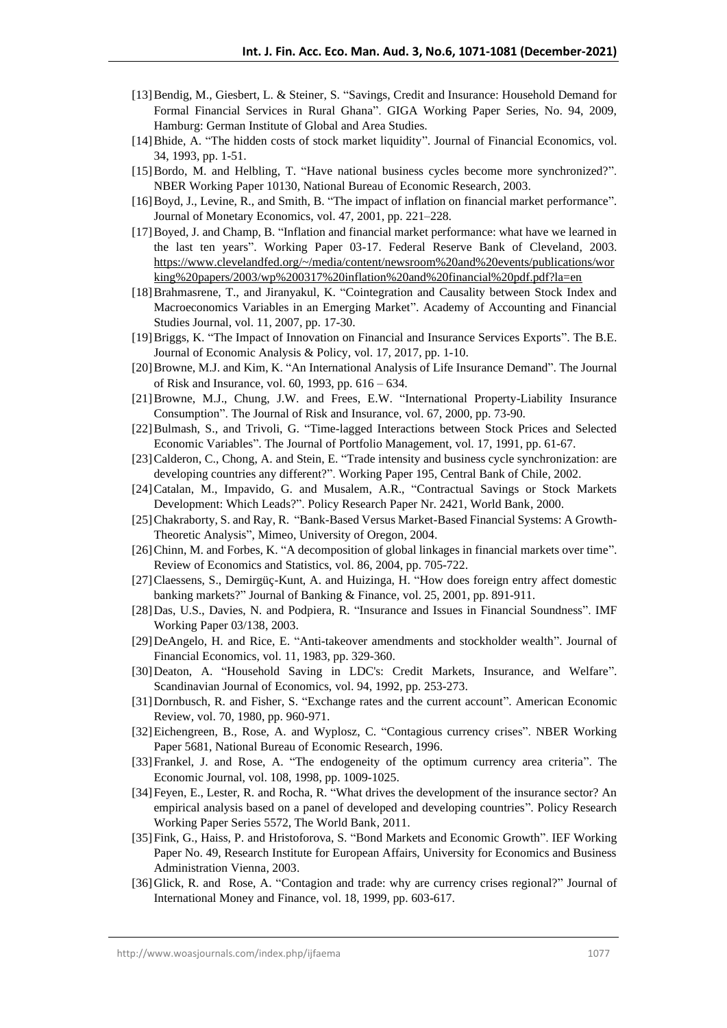[13] Bendig, M., Giesbert, L. & Steiner, S. "Savings, Credit and Insurance: Household Demand for Formal Financial Services in Rural Ghana". GIGA Working Paper Series, No. 94, 2009, Hamburg: German Institute of Global and Area Studies.

[14] Bhide, A. "The hidden costs of stock market liquidity". Journal of Financial Economics, vol. 34, 1993, pp. 1-51.

[15] Bordo, M. and Helbling, T. "Have national business cycles become more synchronized?". NBER Working Paper 10130, National Bureau of Economic Research, 2003.

[16] Boyd, J., Levine, R., and Smith, B. "The impact of inflation on financial market performance". Journal of Monetary Economics, vol. 47, 2001, pp. 221–228.

[17] Boyed, J. and Champ, B. "Inflation and financial market performance: what have we learned in the last ten years". Working Paper 03-17. Federal Reserve Bank of Cleveland, 2003. https://www.clevelandfed.org/~/media/content/newsroom%20and%20events/publications/working%20papers/2003/wp%200317%20inflation%20and%20financial%20pdf.pdf?la=en

[18] Brahmasrene, T., and Jiranyakul, K. "Cointegration and Causality between Stock Index and Macroeconomics Variables in an Emerging Market". Academy of Accounting and Financial Studies Journal, vol. 11, 2007, pp. 17-30.

[19] Briggs, K. "The Impact of Innovation on Financial and Insurance Services Exports". The B.E. Journal of Economic Analysis & Policy, vol. 17, 2017, pp. 1-10.

[20] Browne, M.J. and Kim, K. "An International Analysis of Life Insurance Demand". The Journal of Risk and Insurance, vol. 60, 1993, pp. 616 – 634.

[21] Browne, M.J., Chung, J.W. and Frees, E.W. "International Property-Liability Insurance Consumption". The Journal of Risk and Insurance, vol. 67, 2000, pp. 73-90.

[22] Bulmash, S., and Trivoli, G. "Time-lagged Interactions between Stock Prices and Selected Economic Variables". The Journal of Portfolio Management, vol. 17, 1991, pp. 61-67.

[23] Calderon, C., Chong, A. and Stein, E. "Trade intensity and business cycle synchronization: are developing countries any different?". Working Paper 195, Central Bank of Chile, 2002.

[24] Catalan, M., Impavido, G. and Musalem, A.R., "Contractual Savings or Stock Markets Development: Which Leads?". Policy Research Paper Nr. 2421, World Bank, 2000.

[25] Chakraborty, S. and Ray, R. "Bank-Based Versus Market-Based Financial Systems: A Growth-Theoretic Analysis", Mimeo, University of Oregon, 2004.

[26] Chinn, M. and Forbes, K. "A decomposition of global linkages in financial markets over time". Review of Economics and Statistics, vol. 86, 2004, pp. 705-722.

[27] Claessens, S., Demirgüç-Kunt, A. and Huizinga, H. "How does foreign entry affect domestic banking markets?" Journal of Banking & Finance, vol. 25, 2001, pp. 891-911.

[28] Das, U.S., Davies, N. and Podpiera, R. "Insurance and Issues in Financial Soundness". IMF Working Paper 03/138, 2003.

[29] DeAngelo, H. and Rice, E. "Anti-takeover amendments and stockholder wealth". Journal of Financial Economics, vol. 11, 1983, pp. 329-360.

[30] Deaton, A. "Household Saving in LDC's: Credit Markets, Insurance, and Welfare". Scandinavian Journal of Economics, vol. 94, 1992, pp. 253-273.

[31] Dornbusch, R. and Fisher, S. "Exchange rates and the current account". American Economic Review, vol. 70, 1980, pp. 960-971.

[32] Eichengreen, B., Rose, A. and Wyplosz, C. "Contagious currency crises". NBER Working Paper 5681, National Bureau of Economic Research, 1996.

[33] Frankel, J. and Rose, A. "The endogeneity of the optimum currency area criteria". The Economic Journal, vol. 108, 1998, pp. 1009-1025.

[34] Feyen, E., Lester, R. and Rocha, R. "What drives the development of the insurance sector? An empirical analysis based on a panel of developed and developing countries". Policy Research Working Paper Series 5572, The World Bank, 2011.

[35] Fink, G., Haiss, P. and Hristoforova, S. "Bond Markets and Economic Growth". IEF Working Paper No. 49, Research Institute for European Affairs, University for Economics and Business Administration Vienna, 2003.

[36] Glick, R. and Rose, A. "Contagion and trade: why are currency crises regional?" Journal of International Money and Finance, vol. 18, 1999, pp. 603-617.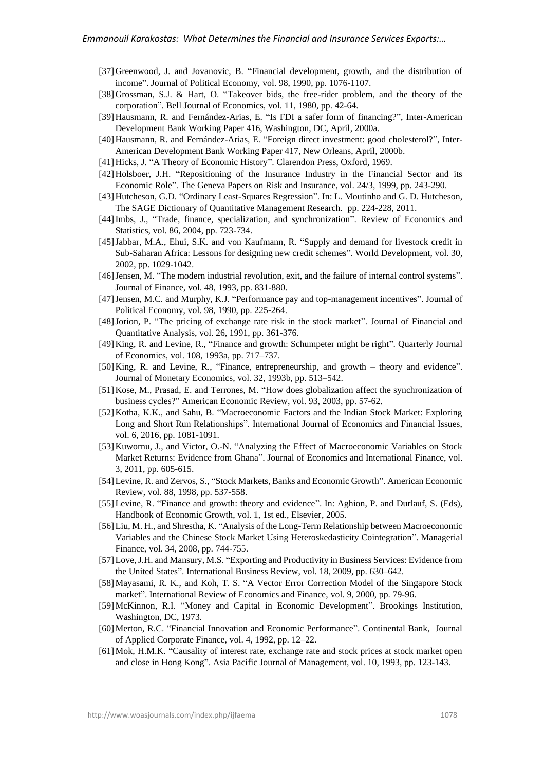[37] Greenwood, J. and Jovanovic, B. "Financial development, growth, and the distribution of income". Journal of Political Economy, vol. 98, 1990, pp. 1076-1107.

[38] Grossman, S.J. & Hart, O. "Takeover bids, the free-rider problem, and the theory of the corporation". Bell Journal of Economics, vol. 11, 1980, pp. 42-64.

[39] Hausmann, R. and Fernández-Arias, E. "Is FDI a safer form of financing?", Inter-American Development Bank Working Paper 416, Washington, DC, April, 2000a.

[40] Hausmann, R. and Fernández-Arias, E. "Foreign direct investment: good cholesterol?", Inter-American Development Bank Working Paper 417, New Orleans, April, 2000b.

[41] Hicks, J. "A Theory of Economic History". Clarendon Press, Oxford, 1969.

[42] Holsboer, J.H. "Repositioning of the Insurance Industry in the Financial Sector and its Economic Role". The Geneva Papers on Risk and Insurance, vol. 24/3, 1999, pp. 243-290.

[43] Hutcheson, G.D. "Ordinary Least-Squares Regression". In: L. Moutinho and G. D. Hutcheson, The SAGE Dictionary of Quantitative Management Research. pp. 224-228, 2011.

[44] Imbs, J., "Trade, finance, specialization, and synchronization". Review of Economics and Statistics, vol. 86, 2004, pp. 723-734.

[45] Jabbar, M.A., Ehui, S.K. and von Kaufmann, R. "Supply and demand for livestock credit in Sub-Saharan Africa: Lessons for designing new credit schemes". World Development, vol. 30, 2002, pp. 1029-1042.

[46] Jensen, M. "The modern industrial revolution, exit, and the failure of internal control systems". Journal of Finance, vol. 48, 1993, pp. 831-880.

[47] Jensen, M.C. and Murphy, K.J. "Performance pay and top-management incentives". Journal of Political Economy, vol. 98, 1990, pp. 225-264.

[48] Jorion, P. "The pricing of exchange rate risk in the stock market". Journal of Financial and Quantitative Analysis, vol. 26, 1991, pp. 361-376.

[49] King, R. and Levine, R., "Finance and growth: Schumpeter might be right". Quarterly Journal of Economics, vol. 108, 1993a, pp. 717–737.

[50] King, R. and Levine, R., "Finance, entrepreneurship, and growth – theory and evidence". Journal of Monetary Economics, vol. 32, 1993b, pp. 513–542.

[51] Kose, M., Prasad, E. and Terrones, M. "How does globalization affect the synchronization of business cycles?" American Economic Review, vol. 93, 2003, pp. 57-62.

[52] Kotha, K.K., and Sahu, B. "Macroeconomic Factors and the Indian Stock Market: Exploring Long and Short Run Relationships". International Journal of Economics and Financial Issues, vol. 6, 2016, pp. 1081-1091.

[53] Kuwornu, J., and Victor, O.-N. "Analyzing the Effect of Macroeconomic Variables on Stock Market Returns: Evidence from Ghana". Journal of Economics and International Finance, vol. 3, 2011, pp. 605-615.

[54] Levine, R. and Zervos, S., "Stock Markets, Banks and Economic Growth". American Economic Review, vol. 88, 1998, pp. 537-558.

[55] Levine, R. "Finance and growth: theory and evidence". In: Aghion, P. and Durlauf, S. (Eds), Handbook of Economic Growth, vol. 1, 1st ed., Elsevier, 2005.

[56] Liu, M. H., and Shrestha, K. "Analysis of the Long-Term Relationship between Macroeconomic Variables and the Chinese Stock Market Using Heteroskedasticity Cointegration". Managerial Finance, vol. 34, 2008, pp. 744-755.

[57] Love, J.H. and Mansury, M.S. "Exporting and Productivity in Business Services: Evidence from the United States". International Business Review, vol. 18, 2009, pp. 630–642.

[58] Mayasami, R. K., and Koh, T. S. "A Vector Error Correction Model of the Singapore Stock market". International Review of Economics and Finance, vol. 9, 2000, pp. 79-96.

[59] McKinnon, R.I. "Money and Capital in Economic Development". Brookings Institution, Washington, DC, 1973.

[60] Merton, R.C. "Financial Innovation and Economic Performance". Continental Bank, Journal of Applied Corporate Finance, vol. 4, 1992, pp. 12–22.

[61] Mok, H.M.K. "Causality of interest rate, exchange rate and stock prices at stock market open and close in Hong Kong". Asia Pacific Journal of Management, vol. 10, 1993, pp. 123-143.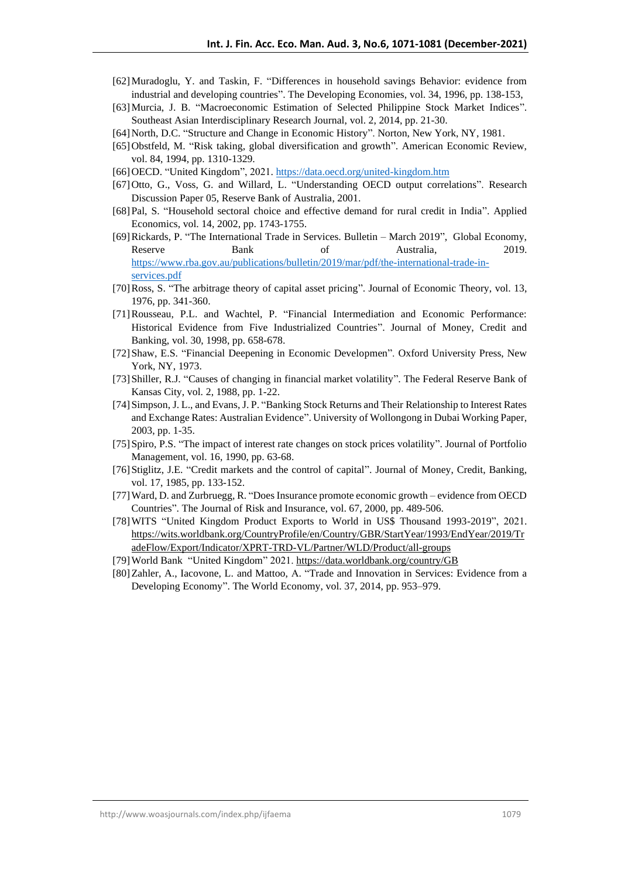[62] Muradoglu, Y. and Taskin, F. “Differences in household savings Behavior: evidence from industrial and developing countries”. The Developing Economies, vol. 34, 1996, pp. 138-153,

[63] Murcia, J. B. “Macroeconomic Estimation of Selected Philippine Stock Market Indices”. Southeast Asian Interdisciplinary Research Journal, vol. 2, 2014, pp. 21-30.

[64] North, D.C. “Structure and Change in Economic History”. Norton, New York, NY, 1981.

[65] Obstfeld, M. “Risk taking, global diversification and growth”. American Economic Review, vol. 84, 1994, pp. 1310-1329.

[66] OECD. “United Kingdom”, 2021. https://data.oecd.org/united-kingdom.htm

[67] Otto, G., Voss, G. and Willard, L. “Understanding OECD output correlations”. Research Discussion Paper 05, Reserve Bank of Australia, 2001.

[68] Pal, S. “Household sectoral choice and effective demand for rural credit in India”. Applied Economics, vol. 14, 2002, pp. 1743-1755.

[69] Rickards, P. “The International Trade in Services. Bulletin – March 2019”, Global Economy, Reserve Bank of Australia, 2019. https://www.rba.gov.au/publications/bulletin/2019/mar/pdf/the-international-trade-in-services.pdf

[70] Ross, S. “The arbitrage theory of capital asset pricing”. Journal of Economic Theory, vol. 13, 1976, pp. 341-360.

[71] Rousseau, P.L. and Wachtel, P. “Financial Intermediation and Economic Performance: Historical Evidence from Five Industrialized Countries”. Journal of Money, Credit and Banking, vol. 30, 1998, pp. 658-678.

[72] Shaw, E.S. “Financial Deepening in Economic Developmen”. Oxford University Press, New York, NY, 1973.

[73] Shiller, R.J. “Causes of changing in financial market volatility”. The Federal Reserve Bank of Kansas City, vol. 2, 1988, pp. 1-22.

[74] Simpson, J. L., and Evans, J. P. “Banking Stock Returns and Their Relationship to Interest Rates and Exchange Rates: Australian Evidence”. University of Wollongong in Dubai Working Paper, 2003, pp. 1-35.

[75] Spiro, P.S. “The impact of interest rate changes on stock prices volatility”. Journal of Portfolio Management, vol. 16, 1990, pp. 63-68.

[76] Stiglitz, J.E. “Credit markets and the control of capital”. Journal of Money, Credit, Banking, vol. 17, 1985, pp. 133-152.

[77] Ward, D. and Zurbruegg, R. “Does Insurance promote economic growth – evidence from OECD Countries”. The Journal of Risk and Insurance, vol. 67, 2000, pp. 489-506.

[78] WITS “United Kingdom Product Exports to World in US$ Thousand 1993-2019”, 2021. https://wits.worldbank.org/CountryProfile/en/Country/GBR/StartYear/1993/EndYear/2019/TradeFlow/Export/Indicator/XPRT-TRD-VL/Partner/WLD/Product/all-groups

[79] World Bank “United Kingdom” 2021. https://data.worldbank.org/country/GB

[80] Zahler, A., Iacovone, L. and Mattoo, A. “Trade and Innovation in Services: Evidence from a Developing Economy”. The World Economy, vol. 37, 2014, pp. 953–979.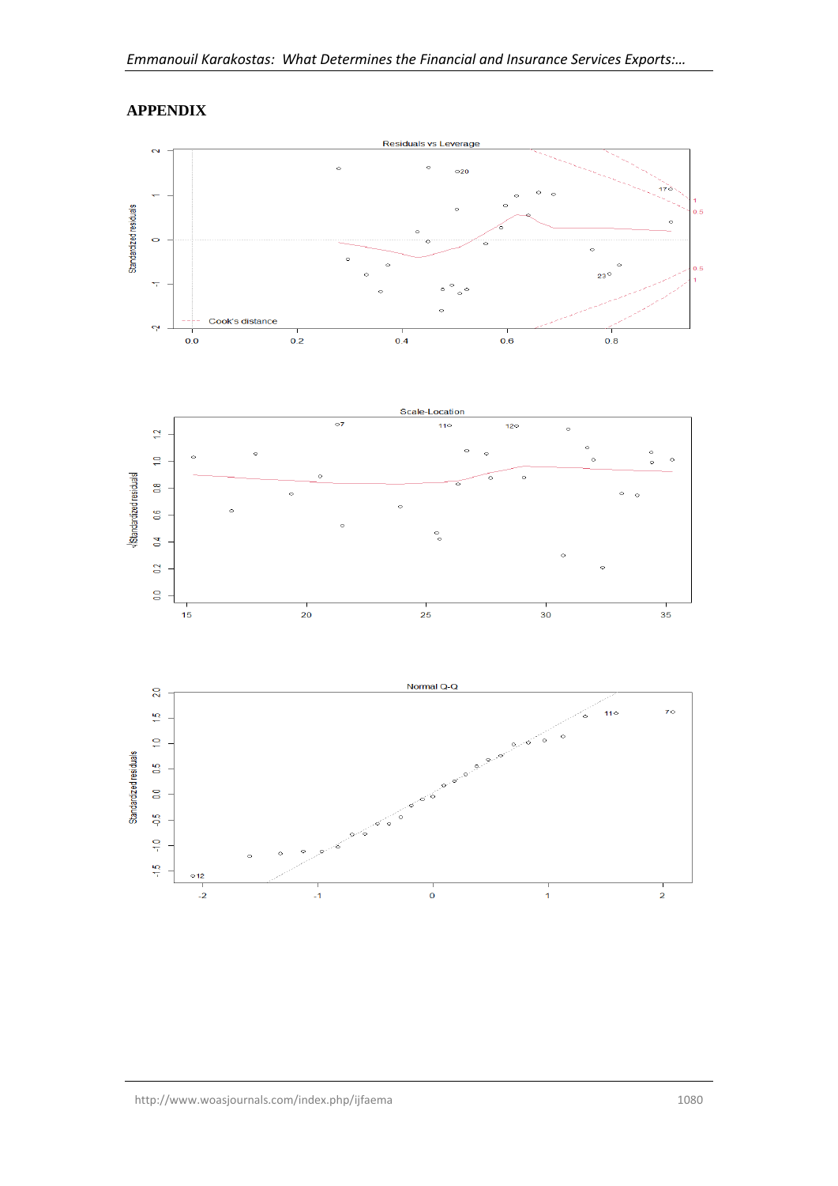## APPENDIX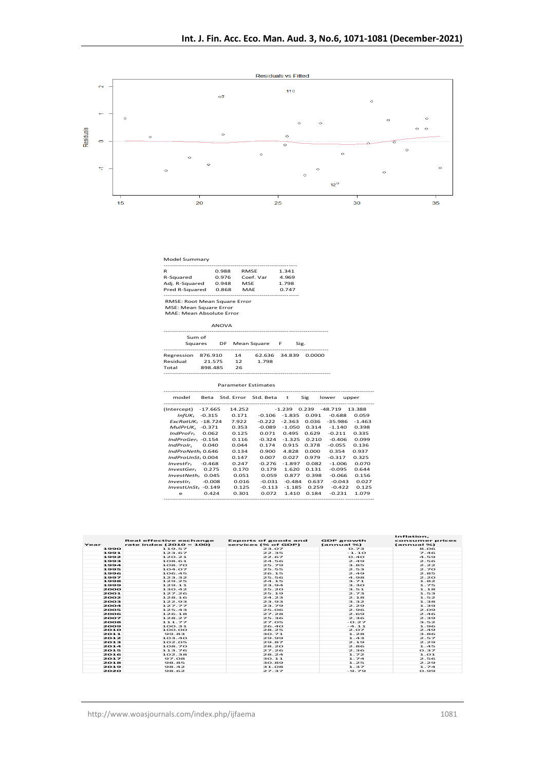Residuals vs Fitted

Residuals

2
1
0
-1

15 20 25 30 35

7
11
12

Model Summary

| | | | |
|---|---|---|---|
| R | 0.988 | RMSE | 1.341 |
| R-Squared | 0.976 | Coef. Var | 4.969 |
| Adj. R-Squared | 0.948 | MSE | 1.798 |
| Pred R-Squared | 0.868 | MAE | 0.747 |

RMSE: Root Mean Square Error
MSE: Mean Square Error
MAE: Mean Absolute Error

ANOVA

| | Sum of Squares | DF | Mean Square | F | Sig. |
|---|---|---|---|---|---|
| Regression | 876.910 | 14 | 62.636 | 34.839 | 0.0000 |
| Residual | 21.575 | 12 | 1.798 | | |
| Total | 898.485 | 26 | | | |

Parameter Estimates

| model | Beta | Std. Error | Std. Beta | t | Sig | lower | upper |
|---|---|---|---|---|---|---|---|
| (Intercept) | -17.665 | 14.252 | | -1.239 | 0.239 | -48.719 | 13.388 |
| $InfUK_t$ | -0.315 | 0.171 | -0.106 | -1.835 | 0.091 | -0.688 | 0.059 |
| $ExcRatUK_t$ | -18.724 | 7.922 | -0.222 | -2.363 | 0.036 | -35.986 | -1.463 |
| $MulPrUK_t$ | -0.371 | 0.353 | -0.089 | -1.050 | 0.314 | -1.140 | 0.398 |
| $IndProFr_t$ | 0.062 | 0.125 | 0.071 | 0.495 | 0.629 | -0.211 | 0.335 |
| $IndProGer_t$ | -0.154 | 0.116 | -0.324 | -1.325 | 0.210 | -0.406 | 0.099 |
| $IndProIr_t$ | 0.040 | 0.044 | 0.174 | 0.915 | 0.378 | -0.055 | 0.136 |
| $IndProNeth_t$ | 0.646 | 0.134 | 0.900 | 4.828 | 0.000 | 0.354 | 0.937 |
| $IndProUnSt_t$ | 0.004 | 0.147 | 0.007 | 0.027 | 0.979 | -0.317 | 0.325 |
| $InvestFr_t$ | -0.468 | 0.247 | -0.276 | -1.897 | 0.082 | -1.006 | 0.070 |
| $InvestGer_t$ | 0.275 | 0.170 | 0.179 | 1.620 | 0.131 | -0.095 | 0.644 |
| $InvestNeth_t$ | 0.045 | 0.051 | 0.059 | 0.877 | 0.398 | -0.066 | 0.156 |
| $InvestIr_t$ | -0.008 | 0.016 | -0.031 | -0.484 | 0.637 | -0.043 | 0.027 |
| $InvestUnSt_t$ | -0.149 | 0.125 | -0.113 | -1.185 | 0.259 | -0.422 | 0.125 |
| e | 0.424 | 0.301 | 0.072 | 1.410 | 0.184 | -0.231 | 1.079 |

| Year | Real effective exchange rate index (2010 = 100) | Exports of goods and services (% of GDP) | GDP growth (annual %) | Inflation, consumer prices (annual %) |
|---|---|---|---|---|
| 1990 | 119.57 | 23.07 | 0.73 | 8.06 |
| 1991 | 123.67 | 22.35 | -1.10 | 7.46 |
| 1992 | 120.21 | 22.67 | 0.40 | 4.59 |
| 1993 | 108.61 | 24.56 | 2.49 | 2.56 |
| 1994 | 108.70 | 25.79 | 3.85 | 2.22 |
| 1995 | 104.07 | 25.55 | 2.53 | 2.70 |
| 1996 | 106.45 | 26.15 | 2.49 | 2.85 |
| 1997 | 123.32 | 25.56 | 4.98 | 2.20 |
| 1998 | 129.25 | 24.15 | 3.71 | 1.82 |
| 1999 | 129.11 | 23.94 | 3.30 | 1.75 |
| 2000 | 130.42 | 25.20 | 3.51 | 1.18 |
| 2001 | 127.26 | 25.19 | 2.73 | 1.53 |
| 2002 | 128.16 | 24.23 | 2.18 | 1.52 |
| 2003 | 122.93 | 23.93 | 3.32 | 1.38 |
| 2004 | 127.77 | 23.79 | 2.29 | 1.39 |
| 2005 | 125.43 | 25.06 | 2.96 | 2.09 |
| 2006 | 126.18 | 27.28 | 2.69 | 2.46 |
| 2007 | 128.27 | 25.36 | 2.36 | 2.39 |
| 2008 | 111.77 | 27.05 | -0.27 | 3.52 |
| 2009 | 100.31 | 26.40 | -4.11 | 1.96 |
| 2010 | 100.00 | 28.25 | 2.07 | 2.49 |
| 2011 | 99.83 | 30.71 | 1.28 | 3.86 |
| 2012 | 103.40 | 29.99 | 1.43 | 2.57 |
| 2013 | 102.05 | 29.87 | 2.19 | 2.29 |
| 2014 | 108.70 | 28.20 | 2.86 | 1.45 |
| 2015 | 113.76 | 27.26 | 2.36 | 0.37 |
| 2016 | 102.38 | 28.24 | 1.72 | 1.01 |
| 2017 | 97.08 | 30.11 | 1.74 | 2.56 |
| 2018 | 98.85 | 30.89 | 1.25 | 2.29 |
| 2019 | 98.42 | 31.08 | 1.37 | 1.74 |
| 2020 | 98.62 | 27.37 | -9.79 | 0.99 |